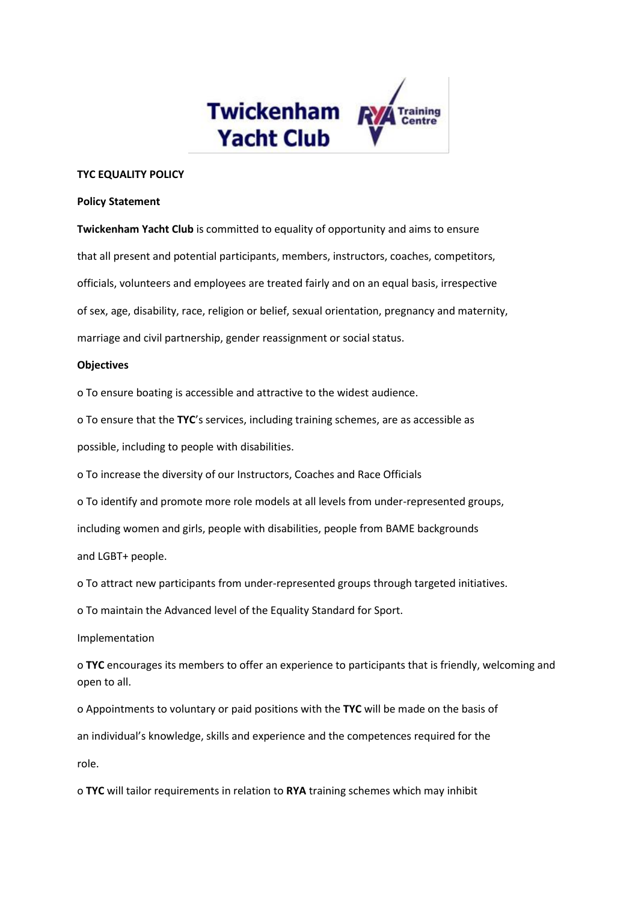Twickenham Yacht Club

**TYC EQUALITY POLICY**

**Policy Statement**

**Twickenham Yacht Club** is committed to equality of opportunity and aims to ensure that all present and potential participants, members, instructors, coaches, competitors, officials, volunteers and employees are treated fairly and on an equal basis, irrespective of sex, age, disability, race, religion or belief, sexual orientation, pregnancy and maternity, marriage and civil partnership, gender reassignment or social status.

**Objectives**

- To ensure boating is accessible and attractive to the widest audience.
- To ensure that the **TYC**'s services, including training schemes, are as accessible as possible, including to people with disabilities.
- To increase the diversity of our Instructors, Coaches and Race Officials
- To identify and promote more role models at all levels from under-represented groups, including women and girls, people with disabilities, people from BAME backgrounds and LGBT+ people.
- To attract new participants from under-represented groups through targeted initiatives.
- To maintain the Advanced level of the Equality Standard for Sport.

Implementation

- **TYC** encourages its members to offer an experience to participants that is friendly, welcoming and open to all.
- Appointments to voluntary or paid positions with the **TYC** will be made on the basis of an individual's knowledge, skills and experience and the competences required for the role.
- **TYC** will tailor requirements in relation to **RYA** training schemes which may inhibit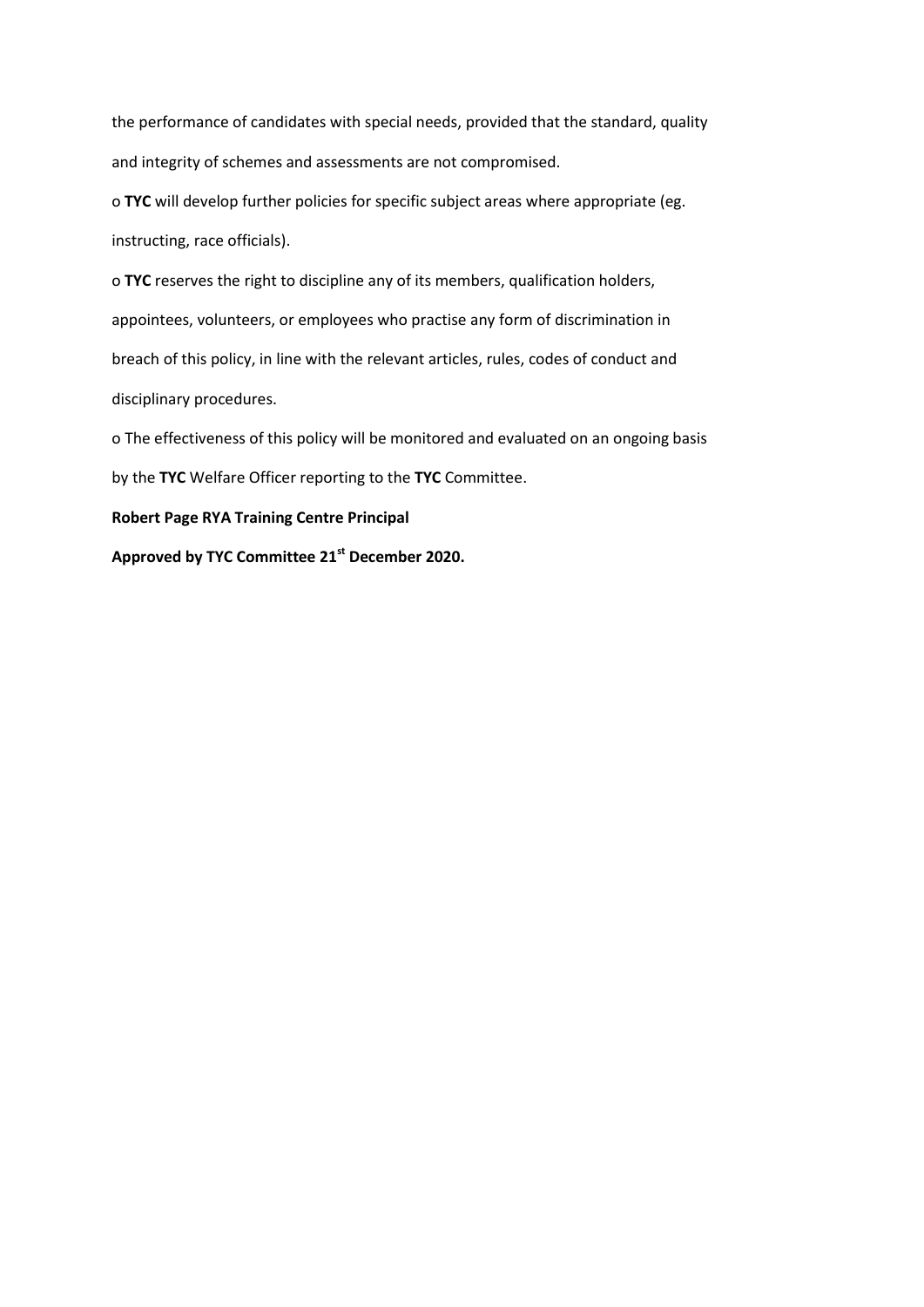the performance of candidates with special needs, provided that the standard, quality and integrity of schemes and assessments are not compromised.

- **TYC** will develop further policies for specific subject areas where appropriate (eg. instructing, race officials).
- **TYC** reserves the right to discipline any of its members, qualification holders, appointees, volunteers, or employees who practise any form of discrimination in breach of this policy, in line with the relevant articles, rules, codes of conduct and disciplinary procedures.
- The effectiveness of this policy will be monitored and evaluated on an ongoing basis by the **TYC** Welfare Officer reporting to the **TYC** Committee.

**Robert Page RYA Training Centre Principal**

**Approved by TYC Committee 21st December 2020.**